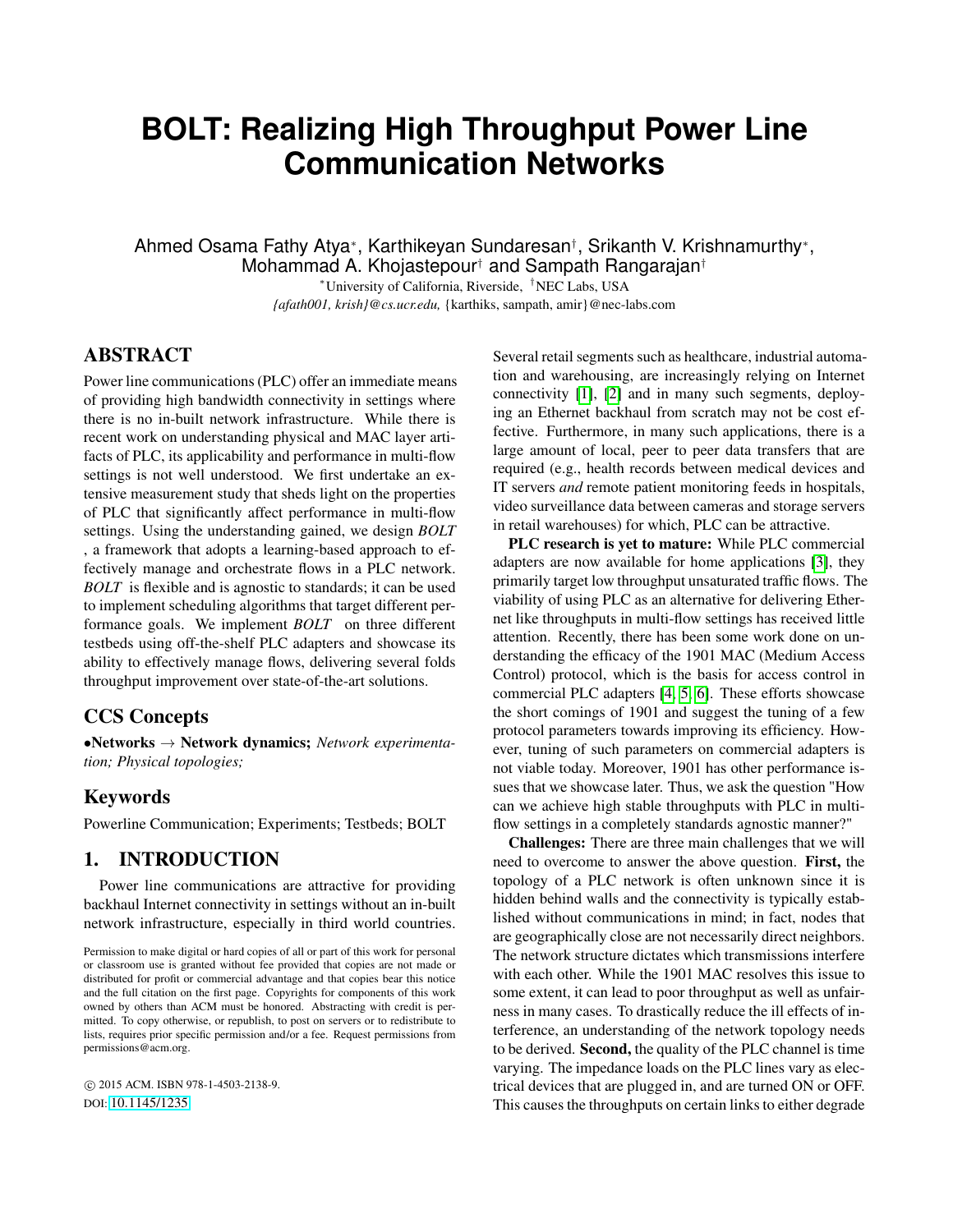# BOLT: Realizing High Throughput Power Line Communication Networks

Ahmed Osama Fathy Atya*, Karthikeyan Sundaresan†, Srikanth V. Krishnamurthy*, Mohammad A. Khojastepour† and Sampath Rangarajan†

*University of California, Riverside, †NEC Labs, USA

*{afath001, krish}@cs.ucr.edu,* {karthiks, sampath, amir}@nec-labs.com

## ABSTRACT

Power line communications (PLC) offer an immediate means of providing high bandwidth connectivity in settings where there is no in-built network infrastructure. While there is recent work on understanding physical and MAC layer artifacts of PLC, its applicability and performance in multi-flow settings is not well understood. We first undertake an extensive measurement study that sheds light on the properties of PLC that significantly affect performance in multi-flow settings. Using the understanding gained, we design *BOLT* , a framework that adopts a learning-based approach to effectively manage and orchestrate flows in a PLC network. *BOLT* is flexible and is agnostic to standards; it can be used to implement scheduling algorithms that target different performance goals. We implement *BOLT* on three different testbeds using off-the-shelf PLC adapters and showcase its ability to effectively manage flows, delivering several folds throughput improvement over state-of-the-art solutions.

## CCS Concepts

•**Networks** → **Network dynamics;** *Network experimentation; Physical topologies;*

## Keywords

Powerline Communication; Experiments; Testbeds; BOLT

## 1. INTRODUCTION

Power line communications are attractive for providing backhaul Internet connectivity in settings without an in-built network infrastructure, especially in third world countries. Several retail segments such as healthcare, industrial automation and warehousing, are increasingly relying on Internet connectivity [1], [2] and in many such segments, deploying an Ethernet backhaul from scratch may not be cost effective. Furthermore, in many such applications, there is a large amount of local, peer to peer data transfers that are required (e.g., health records between medical devices and IT servers *and* remote patient monitoring feeds in hospitals, video surveillance data between cameras and storage servers in retail warehouses) for which, PLC can be attractive.

**PLC research is yet to mature:** While PLC commercial adapters are now available for home applications [3], they primarily target low throughput unsaturated traffic flows. The viability of using PLC as an alternative for delivering Ethernet like throughputs in multi-flow settings has received little attention. Recently, there has been some work done on understanding the efficacy of the 1901 MAC (Medium Access Control) protocol, which is the basis for access control in commercial PLC adapters [4, 5, 6]. These efforts showcase the short comings of 1901 and suggest the tuning of a few protocol parameters towards improving its efficiency. However, tuning of such parameters on commercial adapters is not viable today. Moreover, 1901 has other performance issues that we showcase later. Thus, we ask the question "How can we achieve high stable throughputs with PLC in multi-flow settings in a completely standards agnostic manner?"

**Challenges:** There are three main challenges that we will need to overcome to answer the above question. **First,** the topology of a PLC network is often unknown since it is hidden behind walls and the connectivity is typically established without communications in mind; in fact, nodes that are geographically close are not necessarily direct neighbors. The network structure dictates which transmissions interfere with each other. While the 1901 MAC resolves this issue to some extent, it can lead to poor throughput as well as unfairness in many cases. To drastically reduce the ill effects of interference, an understanding of the network topology needs to be derived. **Second,** the quality of the PLC channel is time varying. The impedance loads on the PLC lines vary as electrical devices that are plugged in, and are turned ON or OFF. This causes the throughputs on certain links to either degrade

Permission to make digital or hard copies of all or part of this work for personal or classroom use is granted without fee provided that copies are not made or distributed for profit or commercial advantage and that copies bear this notice and the full citation on the first page. Copyrights for components of this work owned by others than ACM must be honored. Abstracting with credit is permitted. To copy otherwise, or republish, to post on servers or to redistribute to lists, requires prior specific permission and/or a fee. Request permissions from permissions@acm.org.

© 2015 ACM. ISBN 978-1-4503-2138-9.

DOI: 10.1145/1235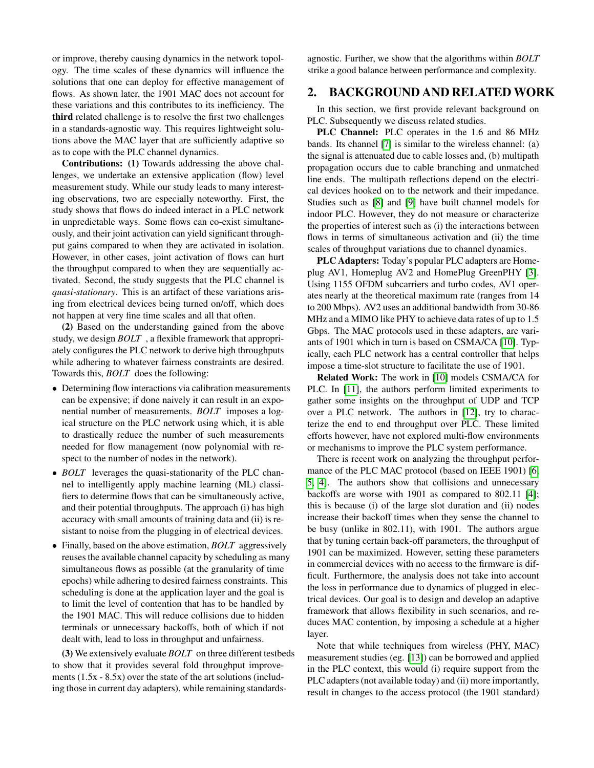or improve, thereby causing dynamics in the network topology. The time scales of these dynamics will influence the solutions that one can deploy for effective management of flows. As shown later, the 1901 MAC does not account for these variations and this contributes to its inefficiency. The **third** related challenge is to resolve the first two challenges in a standards-agnostic way. This requires lightweight solutions above the MAC layer that are sufficiently adaptive so as to cope with the PLC channel dynamics.

**Contributions: (1)** Towards addressing the above challenges, we undertake an extensive application (flow) level measurement study. While our study leads to many interesting observations, two are especially noteworthy. First, the study shows that flows do indeed interact in a PLC network in unpredictable ways. Some flows can co-exist simultaneously, and their joint activation can yield significant throughput gains compared to when they are activated in isolation. However, in other cases, joint activation of flows can hurt the throughput compared to when they are sequentially activated. Second, the study suggests that the PLC channel is *quasi-stationary*. This is an artifact of these variations arising from electrical devices being turned on/off, which does not happen at very fine time scales and all that often.

**(2)** Based on the understanding gained from the above study, we design *BOLT* , a flexible framework that appropriately configures the PLC network to derive high throughputs while adhering to whatever fairness constraints are desired. Towards this, *BOLT* does the following:

- Determining flow interactions via calibration measurements can be expensive; if done naively it can result in an exponential number of measurements. *BOLT* imposes a logical structure on the PLC network using which, it is able to drastically reduce the number of such measurements needed for flow management (now polynomial with respect to the number of nodes in the network).
- *BOLT* leverages the quasi-stationarity of the PLC channel to intelligently apply machine learning (ML) classifiers to determine flows that can be simultaneously active, and their potential throughputs. The approach (i) has high accuracy with small amounts of training data and (ii) is resistant to noise from the plugging in of electrical devices.
- Finally, based on the above estimation, *BOLT* aggressively reuses the available channel capacity by scheduling as many simultaneous flows as possible (at the granularity of time epochs) while adhering to desired fairness constraints. This scheduling is done at the application layer and the goal is to limit the level of contention that has to be handled by the 1901 MAC. This will reduce collisions due to hidden terminals or unnecessary backoffs, both of which if not dealt with, lead to loss in throughput and unfairness.

**(3)** We extensively evaluate *BOLT* on three different testbeds to show that it provides several fold throughput improvements (1.5x - 8.5x) over the state of the art solutions (including those in current day adapters), while remaining standards-agnostic. Further, we show that the algorithms within *BOLT* strike a good balance between performance and complexity.

## 2. BACKGROUND AND RELATED WORK

In this section, we first provide relevant background on PLC. Subsequently we discuss related studies.

**PLC Channel:** PLC operates in the 1.6 and 86 MHz bands. Its channel [7] is similar to the wireless channel: (a) the signal is attenuated due to cable losses and, (b) multipath propagation occurs due to cable branching and unmatched line ends. The multipath reflections depend on the electrical devices hooked on to the network and their impedance. Studies such as [8] and [9] have built channel models for indoor PLC. However, they do not measure or characterize the properties of interest such as (i) the interactions between flows in terms of simultaneous activation and (ii) the time scales of throughput variations due to channel dynamics.

**PLC Adapters:** Today's popular PLC adapters are Homeplug AV1, Homeplug AV2 and HomePlug GreenPHY [3]. Using 1155 OFDM subcarriers and turbo codes, AV1 operates nearly at the theoretical maximum rate (ranges from 14 to 200 Mbps). AV2 uses an additional bandwidth from 30-86 MHz and a MIMO like PHY to achieve data rates of up to 1.5 Gbps. The MAC protocols used in these adapters, are variants of 1901 which in turn is based on CSMA/CA [10]. Typically, each PLC network has a central controller that helps impose a time-slot structure to facilitate the use of 1901.

**Related Work:** The work in [10] models CSMA/CA for PLC. In [11], the authors perform limited experiments to gather some insights on the throughput of UDP and TCP over a PLC network. The authors in [12], try to characterize the end to end throughput over PLC. These limited efforts however, have not explored multi-flow environments or mechanisms to improve the PLC system performance.

There is recent work on analyzing the throughput performance of the PLC MAC protocol (based on IEEE 1901) [6, 5, 4]. The authors show that collisions and unnecessary backoffs are worse with 1901 as compared to 802.11 [4]; this is because (i) of the large slot duration and (ii) nodes increase their backoff times when they sense the channel to be busy (unlike in 802.11), with 1901. The authors argue that by tuning certain back-off parameters, the throughput of 1901 can be maximized. However, setting these parameters in commercial devices with no access to the firmware is difficult. Furthermore, the analysis does not take into account the loss in performance due to dynamics of plugged in electrical devices. Our goal is to design and develop an adaptive framework that allows flexibility in such scenarios, and reduces MAC contention, by imposing a schedule at a higher layer.

Note that while techniques from wireless (PHY, MAC) measurement studies (eg. [13]) can be borrowed and applied in the PLC context, this would (i) require support from the PLC adapters (not available today) and (ii) more importantly, result in changes to the access protocol (the 1901 standard)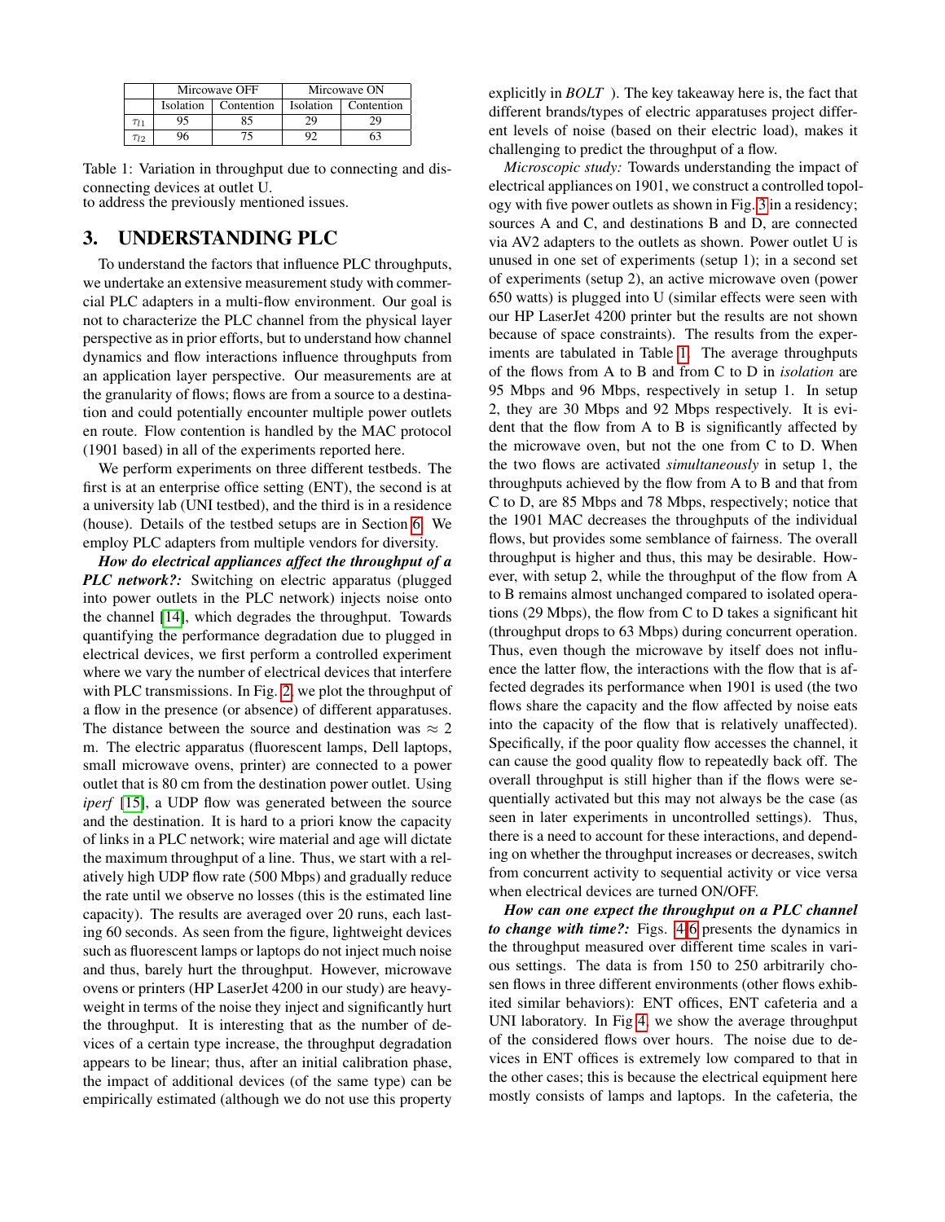| | Mircowave OFF | | Mircowave ON | |
|---|---|---|---|---|
| | Isolation | Contention | Isolation | Contention |
| $\tau_{l1}$ | 95 | 85 | 29 | 29 |
| $\tau_{l2}$ | 96 | 75 | 92 | 63 |

Table 1: Variation in throughput due to connecting and disconnecting devices at outlet U.

to address the previously mentioned issues.

## 3. UNDERSTANDING PLC

To understand the factors that influence PLC throughputs, we undertake an extensive measurement study with commercial PLC adapters in a multi-flow environment. Our goal is not to characterize the PLC channel from the physical layer perspective as in prior efforts, but to understand how channel dynamics and flow interactions influence throughputs from an application layer perspective. Our measurements are at the granularity of flows; flows are from a source to a destination and could potentially encounter multiple power outlets en route. Flow contention is handled by the MAC protocol (1901 based) in all of the experiments reported here.

We perform experiments on three different testbeds. The first is at an enterprise office setting (ENT), the second is at a university lab (UNI testbed), and the third is in a residence (house). Details of the testbed setups are in Section 6. We employ PLC adapters from multiple vendors for diversity.

***How do electrical appliances affect the throughput of a PLC network?:*** Switching on electric apparatus (plugged into power outlets in the PLC network) injects noise onto the channel [14], which degrades the throughput. Towards quantifying the performance degradation due to plugged in electrical devices, we first perform a controlled experiment where we vary the number of electrical devices that interfere with PLC transmissions. In Fig. 2, we plot the throughput of a flow in the presence (or absence) of different apparatuses. The distance between the source and destination was $\approx 2$ m. The electric apparatus (fluorescent lamps, Dell laptops, small microwave ovens, printer) are connected to a power outlet that is 80 cm from the destination power outlet. Using *iperf* [15], a UDP flow was generated between the source and the destination. It is hard to a priori know the capacity of links in a PLC network; wire material and age will dictate the maximum throughput of a line. Thus, we start with a relatively high UDP flow rate (500 Mbps) and gradually reduce the rate until we observe no losses (this is the estimated line capacity). The results are averaged over 20 runs, each lasting 60 seconds. As seen from the figure, lightweight devices such as fluorescent lamps or laptops do not inject much noise and thus, barely hurt the throughput. However, microwave ovens or printers (HP LaserJet 4200 in our study) are heavyweight in terms of the noise they inject and significantly hurt the throughput. It is interesting that as the number of devices of a certain type increase, the throughput degradation appears to be linear; thus, after an initial calibration phase, the impact of additional devices (of the same type) can be empirically estimated (although we do not use this property explicitly in *BOLT* ). The key takeaway here is, the fact that different brands/types of electric apparatuses project different levels of noise (based on their electric load), makes it challenging to predict the throughput of a flow.

*Microscopic study:* Towards understanding the impact of electrical appliances on 1901, we construct a controlled topology with five power outlets as shown in Fig. 3 in a residency; sources A and C, and destinations B and D, are connected via AV2 adapters to the outlets as shown. Power outlet U is unused in one set of experiments (setup 1); in a second set of experiments (setup 2), an active microwave oven (power 650 watts) is plugged into U (similar effects were seen with our HP LaserJet 4200 printer but the results are not shown because of space constraints). The results from the experiments are tabulated in Table 1. The average throughputs of the flows from A to B and from C to D in *isolation* are 95 Mbps and 96 Mbps, respectively in setup 1. In setup 2, they are 30 Mbps and 92 Mbps respectively. It is evident that the flow from A to B is significantly affected by the microwave oven, but not the one from C to D. When the two flows are activated *simultaneously* in setup 1, the throughputs achieved by the flow from A to B and that from C to D, are 85 Mbps and 78 Mbps, respectively; notice that the 1901 MAC decreases the throughputs of the individual flows, but provides some semblance of fairness. The overall throughput is higher and thus, this may be desirable. However, with setup 2, while the throughput of the flow from A to B remains almost unchanged compared to isolated operations (29 Mbps), the flow from C to D takes a significant hit (throughput drops to 63 Mbps) during concurrent operation. Thus, even though the microwave by itself does not influence the latter flow, the interactions with the flow that is affected degrades its performance when 1901 is used (the two flows share the capacity and the flow affected by noise eats into the capacity of the flow that is relatively unaffected). Specifically, if the poor quality flow accesses the channel, it can cause the good quality flow to repeatedly back off. The overall throughput is still higher than if the flows were sequentially activated but this may not always be the case (as seen in later experiments in uncontrolled settings). Thus, there is a need to account for these interactions, and depending on whether the throughput increases or decreases, switch from concurrent activity to sequential activity or vice versa when electrical devices are turned ON/OFF.

***How can one expect the throughput on a PLC channel to change with time?:*** Figs. 4-6 presents the dynamics in the throughput measured over different time scales in various settings. The data is from 150 to 250 arbitrarily chosen flows in three different environments (other flows exhibited similar behaviors): ENT offices, ENT cafeteria and a UNI laboratory. In Fig 4, we show the average throughput of the considered flows over hours. The noise due to devices in ENT offices is extremely low compared to that in the other cases; this is because the electrical equipment here mostly consists of lamps and laptops. In the cafeteria, the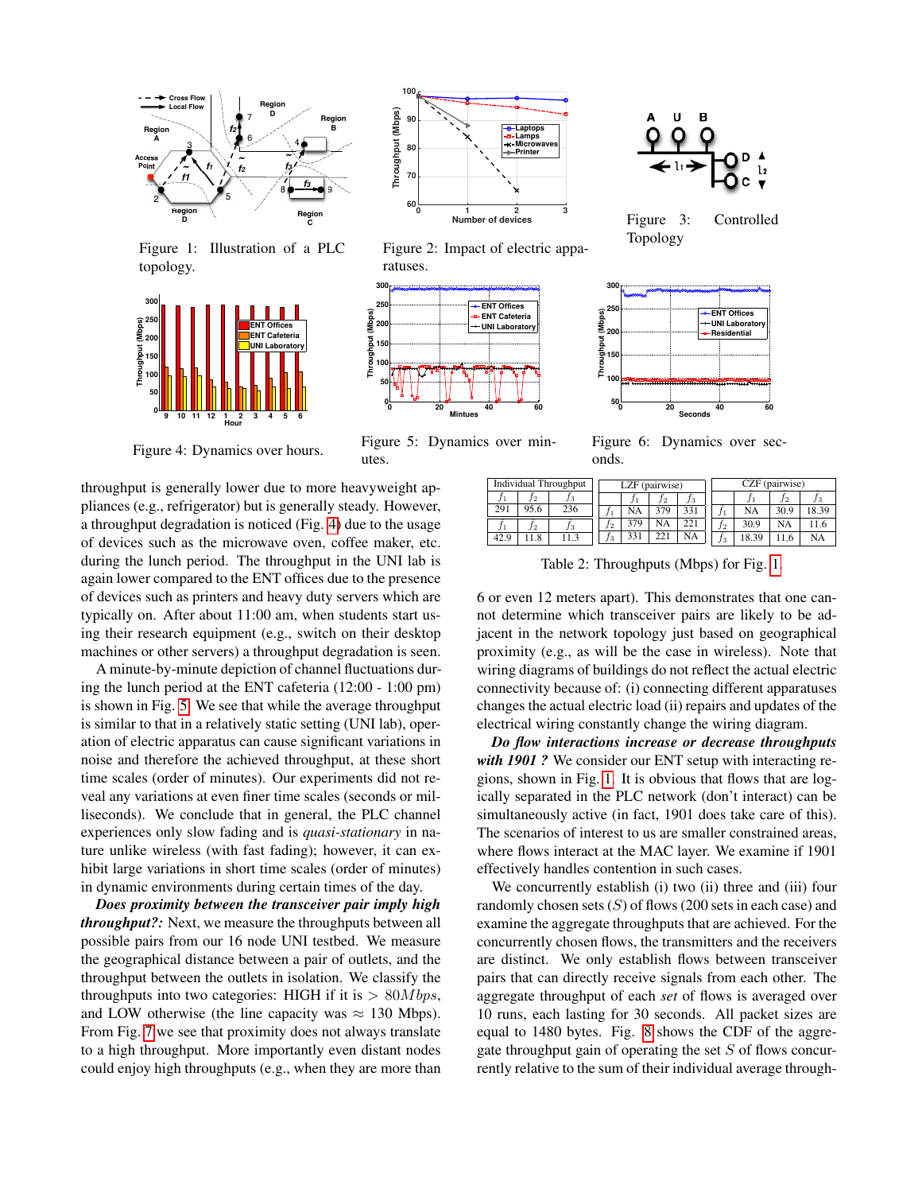Figure 1: Illustration of a PLC topology.

Figure 2: Impact of electric apparatuses.

Figure 3: Controlled Topology

Figure 4: Dynamics over hours.

Figure 5: Dynamics over minutes.

Figure 6: Dynamics over seconds.

throughput is generally lower due to more heavyweight appliances (e.g., refrigerator) but is generally steady. However, a throughput degradation is noticed (Fig. 4) due to the usage of devices such as the microwave oven, coffee maker, etc. during the lunch period. The throughput in the UNI lab is again lower compared to the ENT offices due to the presence of devices such as printers and heavy duty servers which are typically on. After about 11:00 am, when students start using their research equipment (e.g., switch on their desktop machines or other servers) a throughput degradation is seen.

A minute-by-minute depiction of channel fluctuations during the lunch period at the ENT cafeteria (12:00 - 1:00 pm) is shown in Fig. 5. We see that while the average throughput is similar to that in a relatively static setting (UNI lab), operation of electric apparatus can cause significant variations in noise and therefore the achieved throughput, at these short time scales (order of minutes). Our experiments did not reveal any variations at even finer time scales (seconds or milliseconds). We conclude that in general, the PLC channel experiences only slow fading and is *quasi-stationary* in nature unlike wireless (with fast fading); however, it can exhibit large variations in short time scales (order of minutes) in dynamic environments during certain times of the day.

***Does proximity between the transceiver pair imply high throughput?:*** Next, we measure the throughputs between all possible pairs from our 16 node UNI testbed. We measure the geographical distance between a pair of outlets, and the throughput between the outlets in isolation. We classify the throughputs into two categories: HIGH if it is $> 80Mbps$, and LOW otherwise (the line capacity was $\approx$ 130 Mbps). From Fig. 7 we see that proximity does not always translate to a high throughput. More importantly even distant nodes could enjoy high throughputs (e.g., when they are more than 6 or even 12 meters apart). This demonstrates that one cannot determine which transceiver pairs are likely to be adjacent in the network topology just based on geographical proximity (e.g., as will be the case in wireless). Note that wiring diagrams of buildings do not reflect the actual electric connectivity because of: (i) connecting different apparatuses changes the actual electric load (ii) repairs and updates of the electrical wiring constantly change the wiring diagram.

| Individual Throughput | | |
|---|---|---|
| $f_1$ | $f_2$ | $f_3$ |
| 291 | 95.6 | 236 |
| $f_1$ | $f_2$ | $f_3$ |
| 42.9 | 11.8 | 11.3 |

| LZF (pairwise) | $f_1$ | $f_2$ | $f_3$ |
|---|---|---|---|
| $f_1$ | NA | 379 | 331 |
| $f_2$ | 379 | NA | 221 |
| $f_3$ | 331 | 221 | NA |

| CZF (pairwise) | $f_1$ | $f_2$ | $f_3$ |
|---|---|---|---|
| $f_1$ | NA | 30.9 | 18.39 |
| $f_2$ | 30.9 | NA | 11.6 |
| $f_3$ | 18.39 | 11.6 | NA |

Table 2: Throughputs (Mbps) for Fig. 1.

***Do flow interactions increase or decrease throughputs with 1901 ?*** We consider our ENT setup with interacting regions, shown in Fig. 1. It is obvious that flows that are logically separated in the PLC network (don't interact) can be simultaneously active (in fact, 1901 does take care of this). The scenarios of interest to us are smaller constrained areas, where flows interact at the MAC layer. We examine if 1901 effectively handles contention in such cases.

We concurrently establish (i) two (ii) three and (iii) four randomly chosen sets ($S$) of flows (200 sets in each case) and examine the aggregate throughputs that are achieved. For the concurrently chosen flows, the transmitters and the receivers are distinct. We only establish flows between transceiver pairs that can directly receive signals from each other. The aggregate throughput of each *set* of flows is averaged over 10 runs, each lasting for 30 seconds. All packet sizes are equal to 1480 bytes. Fig. 8 shows the CDF of the aggregate throughput gain of operating the set $S$ of flows concurrently relative to the sum of their individual average through-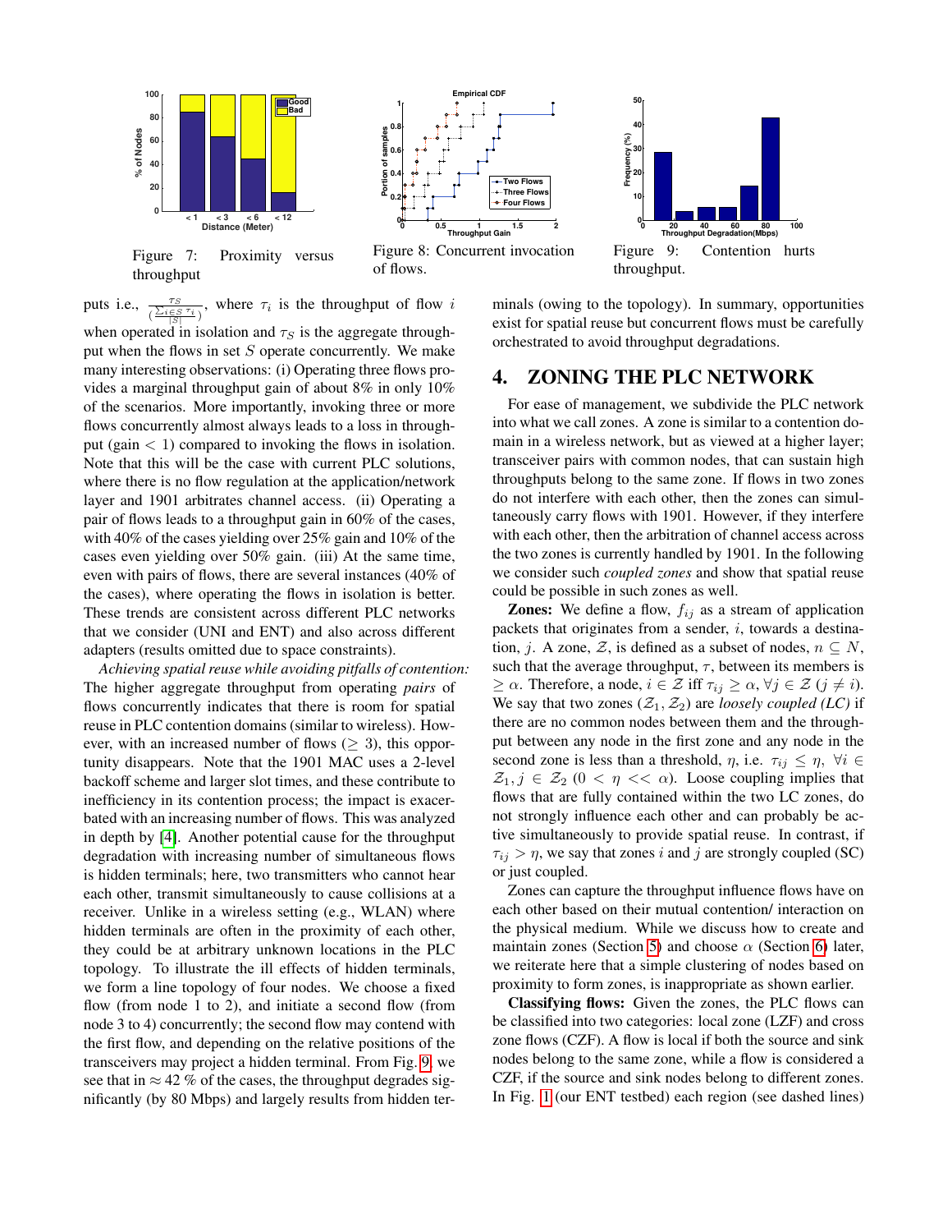Figure 7: Proximity versus throughput

Figure 8: Concurrent invocation of flows.

Figure 9: Contention hurts throughput.

puts i.e., $\frac{\tau_S}{(\frac{\sum_{i \in S} \tau_i}{|S|})}$, where $\tau_i$ is the throughput of flow $i$ when operated in isolation and $\tau_S$ is the aggregate throughput when the flows in set $S$ operate concurrently. We make many interesting observations: (i) Operating three flows provides a marginal throughput gain of about 8% in only 10% of the scenarios. More importantly, invoking three or more flows concurrently almost always leads to a loss in throughput (gain $< 1$) compared to invoking the flows in isolation. Note that this will be the case with current PLC solutions, where there is no flow regulation at the application/network layer and 1901 arbitrates channel access. (ii) Operating a pair of flows leads to a throughput gain in 60% of the cases, with 40% of the cases yielding over 25% gain and 10% of the cases even yielding over 50% gain. (iii) At the same time, even with pairs of flows, there are several instances (40% of the cases), where operating the flows in isolation is better. These trends are consistent across different PLC networks that we consider (UNI and ENT) and also across different adapters (results omitted due to space constraints).

*Achieving spatial reuse while avoiding pitfalls of contention:* The higher aggregate throughput from operating *pairs* of flows concurrently indicates that there is room for spatial reuse in PLC contention domains (similar to wireless). However, with an increased number of flows ($\geq 3$), this opportunity disappears. Note that the 1901 MAC uses a 2-level backoff scheme and larger slot times, and these contribute to inefficiency in its contention process; the impact is exacerbated with an increasing number of flows. This was analyzed in depth by [4]. Another potential cause for the throughput degradation with increasing number of simultaneous flows is hidden terminals; here, two transmitters who cannot hear each other, transmit simultaneously to cause collisions at a receiver. Unlike in a wireless setting (e.g., WLAN) where hidden terminals are often in the proximity of each other, they could be at arbitrary unknown locations in the PLC topology. To illustrate the ill effects of hidden terminals, we form a line topology of four nodes. We choose a fixed flow (from node 1 to 2), and initiate a second flow (from node 3 to 4) concurrently; the second flow may contend with the first flow, and depending on the relative positions of the transceivers may project a hidden terminal. From Fig. 9, we see that in $\approx 42$ % of the cases, the throughput degrades significantly (by 80 Mbps) and largely results from hidden terminals (owing to the topology). In summary, opportunities exist for spatial reuse but concurrent flows must be carefully orchestrated to avoid throughput degradations.

## 4. ZONING THE PLC NETWORK

For ease of management, we subdivide the PLC network into what we call zones. A zone is similar to a contention domain in a wireless network, but as viewed at a higher layer; transceiver pairs with common nodes, that can sustain high throughputs belong to the same zone. If flows in two zones do not interfere with each other, then the zones can simultaneously carry flows with 1901. However, if they interfere with each other, then the arbitration of channel access across the two zones is currently handled by 1901. In the following we consider such *coupled zones* and show that spatial reuse could be possible in such zones as well.

**Zones:** We define a flow, $f_{ij}$ as a stream of application packets that originates from a sender, $i$, towards a destination, $j$. A zone, $\mathcal{Z}$, is defined as a subset of nodes, $n \subseteq N$, such that the average throughput, $\tau$, between its members is $\geq \alpha$. Therefore, a node, $i \in \mathcal{Z}$ iff $\tau_{ij} \geq \alpha, \forall j \in \mathcal{Z}$ $(j \neq i)$. We say that two zones $(\mathcal{Z}_1, \mathcal{Z}_2)$ are *loosely coupled (LC)* if there are no common nodes between them and the throughput between any node in the first zone and any node in the second zone is less than a threshold, $\eta$, i.e. $\tau_{ij} \leq \eta, \ \forall i \in \mathcal{Z}_1, j \in \mathcal{Z}_2$ $(0 < \eta << \alpha)$. Loose coupling implies that flows that are fully contained within the two LC zones, do not strongly influence each other and can probably be active simultaneously to provide spatial reuse. In contrast, if $\tau_{ij} > \eta$, we say that zones $i$ and $j$ are strongly coupled (SC) or just coupled.

Zones can capture the throughput influence flows have on each other based on their mutual contention/ interaction on the physical medium. While we discuss how to create and maintain zones (Section 5) and choose $\alpha$ (Section 6) later, we reiterate here that a simple clustering of nodes based on proximity to form zones, is inappropriate as shown earlier.

**Classifying flows:** Given the zones, the PLC flows can be classified into two categories: local zone (LZF) and cross zone flows (CZF). A flow is local if both the source and sink nodes belong to the same zone, while a flow is considered a CZF, if the source and sink nodes belong to different zones. In Fig. 1 (our ENT testbed) each region (see dashed lines)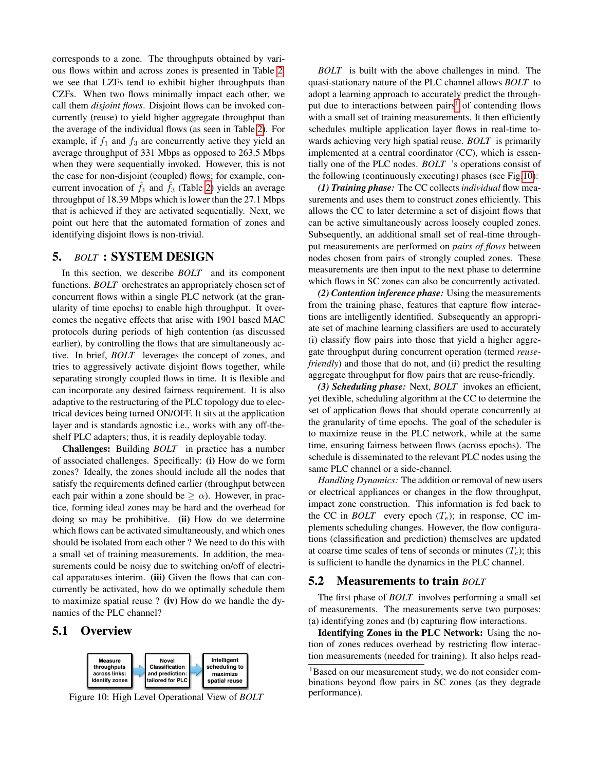corresponds to a zone. The throughputs obtained by various flows within and across zones is presented in Table 2; we see that LZFs tend to exhibit higher throughputs than CZFs. When two flows minimally impact each other, we call them *disjoint flows*. Disjoint flows can be invoked concurrently (reuse) to yield higher aggregate throughput than the average of the individual flows (as seen in Table 2). For example, if $f_1$ and $f_3$ are concurrently active they yield an average throughput of 331 Mbps as opposed to 263.5 Mbps when they were sequentially invoked. However, this is not the case for non-disjoint (coupled) flows; for example, concurrent invocation of $\tilde{f}_1$ and $\tilde{f}_3$ (Table 2) yields an average throughput of 18.39 Mbps which is lower than the 27.1 Mbps that is achieved if they are activated sequentially. Next, we point out here that the automated formation of zones and identifying disjoint flows is non-trivial.

## 5. *BOLT* : SYSTEM DESIGN

In this section, we describe *BOLT* and its component functions. *BOLT* orchestrates an appropriately chosen set of concurrent flows within a single PLC network (at the granularity of time epochs) to enable high throughput. It overcomes the negative effects that arise with 1901 based MAC protocols during periods of high contention (as discussed earlier), by controlling the flows that are simultaneously active. In brief, *BOLT* leverages the concept of zones, and tries to aggressively activate disjoint flows together, while separating strongly coupled flows in time. It is flexible and can incorporate any desired fairness requirement. It is also adaptive to the restructuring of the PLC topology due to electrical devices being turned ON/OFF. It sits at the application layer and is standards agnostic i.e., works with any off-the-shelf PLC adapters; thus, it is readily deployable today.

**Challenges:** Building *BOLT* in practice has a number of associated challenges. Specifically: **(i)** How do we form zones? Ideally, the zones should include all the nodes that satisfy the requirements defined earlier (throughput between each pair within a zone should be $\geq \alpha$). However, in practice, forming ideal zones may be hard and the overhead for doing so may be prohibitive. **(ii)** How do we determine which flows can be activated simultaneously, and which ones should be isolated from each other ? We need to do this with a small set of training measurements. In addition, the measurements could be noisy due to switching on/off of electrical apparatuses interim. **(iii)** Given the flows that can concurrently be activated, how do we optimally schedule them to maximize spatial reuse ? **(iv)** How do we handle the dynamics of the PLC channel?

### 5.1 Overview

| Measure throughputs across links: Identify zones | → | Novel Classification and prediction: tailored for PLC | → | Intelligent scheduling to maximize spatial reuse |
|---|---|---|---|---|

Figure 10: High Level Operational View of *BOLT*

*BOLT* is built with the above challenges in mind. The quasi-stationary nature of the PLC channel allows *BOLT* to adopt a learning approach to accurately predict the throughput due to interactions between pairs[1] of contending flows with a small set of training measurements. It then efficiently schedules multiple application layer flows in real-time towards achieving very high spatial reuse. *BOLT* is primarily implemented at a central coordinator (CC), which is essentially one of the PLC nodes. *BOLT* 's operations consist of the following (continuously executing) phases (see Fig 10):

***(1) Training phase:*** The CC collects *individual* flow measurements and uses them to construct zones efficiently. This allows the CC to later determine a set of disjoint flows that can be active simultaneously across loosely coupled zones. Subsequently, an additional small set of real-time throughput measurements are performed on *pairs of flows* between nodes chosen from pairs of strongly coupled zones. These measurements are then input to the next phase to determine which flows in SC zones can also be concurrently activated.

***(2) Contention inference phase:*** Using the measurements from the training phase, features that capture flow interactions are intelligently identified. Subsequently an appropriate set of machine learning classifiers are used to accurately (i) classify flow pairs into those that yield a higher aggregate throughput during concurrent operation (termed *reuse-friendly*) and those that do not, and (ii) predict the resulting aggregate throughput for flow pairs that are reuse-friendly.

***(3) Scheduling phase:*** Next, *BOLT* invokes an efficient, yet flexible, scheduling algorithm at the CC to determine the set of application flows that should operate concurrently at the granularity of time epochs. The goal of the scheduler is to maximize reuse in the PLC network, while at the same time, ensuring fairness between flows (across epochs). The schedule is disseminated to the relevant PLC nodes using the same PLC channel or a side-channel.

*Handling Dynamics:* The addition or removal of new users or changes in the flow throughput, impact zone construction. This information is fed back to the CC in *BOLT* every epoch ($T_e$); in response, CC implements scheduling changes. However, the flow configurations (classification and prediction) themselves are updated at coarse time scales of tens of seconds or minutes ($T_c$); this is sufficient to handle the dynamics in the PLC channel.

### 5.2 Measurements to train *BOLT*

The first phase of *BOLT* involves performing a small set of measurements. The measurements serve two purposes: (a) identifying zones and (b) capturing flow interactions.

**Identifying Zones in the PLC Network:** Using the notion of zones reduces overhead by restricting flow interaction measurements (needed for training). It also helps read-

[1] Based on our measurement study, we do not consider combinations beyond flow pairs in SC zones (as they degrade performance).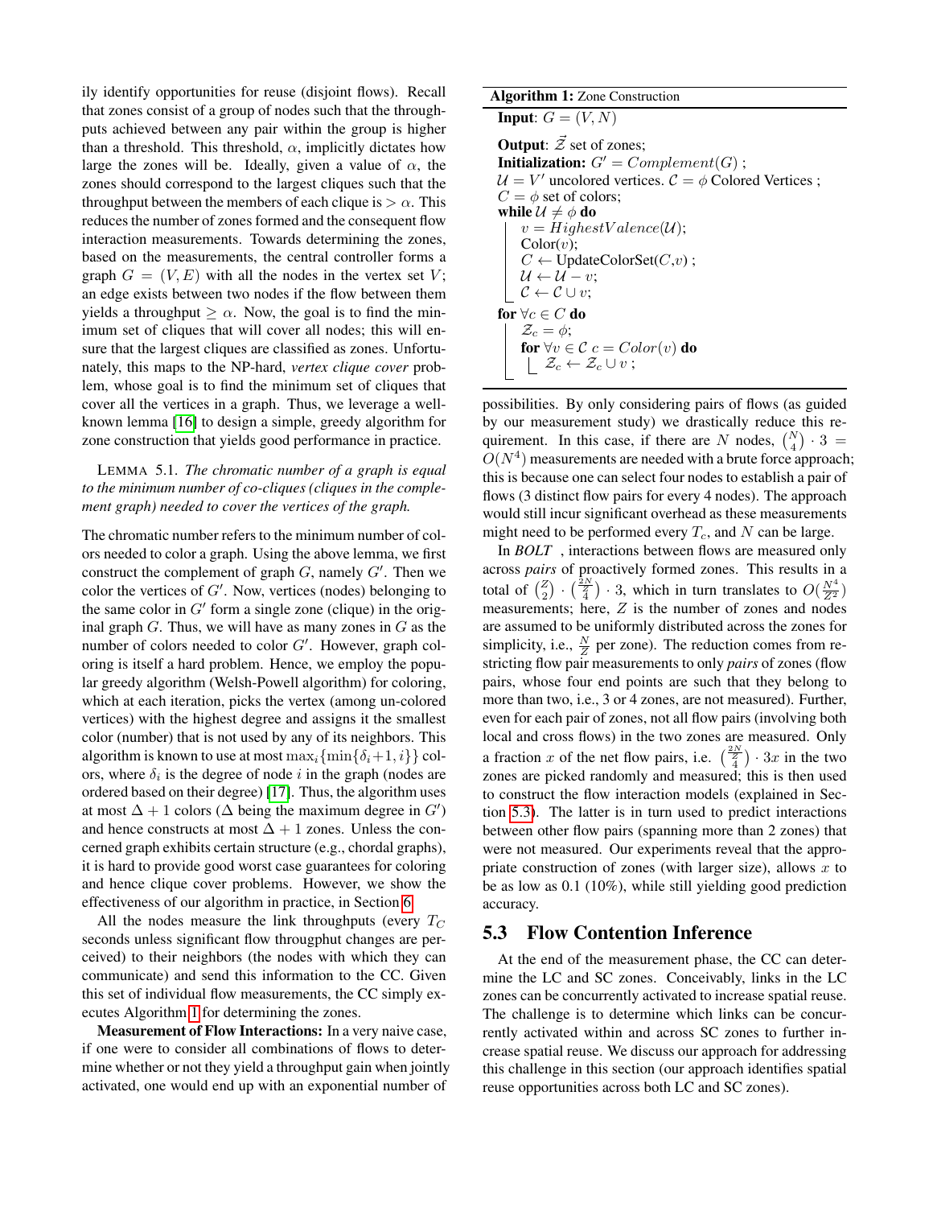ily identify opportunities for reuse (disjoint flows). Recall that zones consist of a group of nodes such that the throughputs achieved between any pair within the group is higher than a threshold. This threshold, $\alpha$, implicitly dictates how large the zones will be. Ideally, given a value of $\alpha$, the zones should correspond to the largest cliques such that the throughput between the members of each clique is $> \alpha$. This reduces the number of zones formed and the consequent flow interaction measurements. Towards determining the zones, based on the measurements, the central controller forms a graph $G = (V, E)$ with all the nodes in the vertex set $V$; an edge exists between two nodes if the flow between them yields a throughput $\geq \alpha$. Now, the goal is to find the minimum set of cliques that will cover all nodes; this will ensure that the largest cliques are classified as zones. Unfortunately, this maps to the NP-hard, *vertex clique cover* problem, whose goal is to find the minimum set of cliques that cover all the vertices in a graph. Thus, we leverage a well-known lemma [16] to design a simple, greedy algorithm for zone construction that yields good performance in practice.

LEMMA 5.1. *The chromatic number of a graph is equal to the minimum number of co-cliques (cliques in the complement graph) needed to cover the vertices of the graph.*

The chromatic number refers to the minimum number of colors needed to color a graph. Using the above lemma, we first construct the complement of graph $G$, namely $G'$. Then we color the vertices of $G'$. Now, vertices (nodes) belonging to the same color in $G'$ form a single zone (clique) in the original graph $G$. Thus, we will have as many zones in $G$ as the number of colors needed to color $G'$. However, graph coloring is itself a hard problem. Hence, we employ the popular greedy algorithm (Welsh-Powell algorithm) for coloring, which at each iteration, picks the vertex (among un-colored vertices) with the highest degree and assigns it the smallest color (number) that is not used by any of its neighbors. This algorithm is known to use at most $\max_i\{\min\{\delta_i+1, i\}\}$ colors, where $\delta_i$ is the degree of node $i$ in the graph (nodes are ordered based on their degree) [17]. Thus, the algorithm uses at most $\Delta + 1$ colors ($\Delta$ being the maximum degree in $G'$) and hence constructs at most $\Delta + 1$ zones. Unless the concerned graph exhibits certain structure (e.g., chordal graphs), it is hard to provide good worst case guarantees for coloring and hence clique cover problems. However, we show the effectiveness of our algorithm in practice, in Section 6.

All the nodes measure the link throughputs (every $T_C$ seconds unless significant flow througphut changes are perceived) to their neighbors (the nodes with which they can communicate) and send this information to the CC. Given this set of individual flow measurements, the CC simply executes Algorithm 1 for determining the zones.

**Algorithm 1:** Zone Construction

```
Input: G = (V, N)
Output: Z⃗ set of zones;
Initialization: G' = Complement(G) ;
U = V' uncolored vertices. 𝒞 = φ Colored Vertices ;
C = φ set of colors;
while U ≠ φ do
    v = HighestValence(U);
    Color(v);
    C ← UpdateColorSet(C,v) ;
    U ← U − v;
    𝒞 ← 𝒞 ∪ v;
for ∀c ∈ C do
    Z_c = φ;
    for ∀v ∈ 𝒞 c = Color(v) do
        Z_c ← Z_c ∪ v ;
```

**Measurement of Flow Interactions:** In a very naive case, if one were to consider all combinations of flows to determine whether or not they yield a throughput gain when jointly activated, one would end up with an exponential number of possibilities. By only considering pairs of flows (as guided by our measurement study) we drastically reduce this requirement. In this case, if there are $N$ nodes, $\binom{N}{4} \cdot 3 = O(N^4)$ measurements are needed with a brute force approach; this is because one can select four nodes to establish a pair of flows (3 distinct flow pairs for every 4 nodes). The approach would still incur significant overhead as these measurements might need to be performed every $T_c$, and $N$ can be large.

In *BOLT* , interactions between flows are measured only across *pairs* of proactively formed zones. This results in a total of $\binom{Z}{2} \cdot \binom{\frac{2N}{Z}}{4} \cdot 3$, which in turn translates to $O(\frac{N^4}{Z^2})$ measurements; here, $Z$ is the number of zones and nodes are assumed to be uniformly distributed across the zones for simplicity, i.e., $\frac{N}{Z}$ per zone). The reduction comes from restricting flow pair measurements to only *pairs* of zones (flow pairs, whose four end points are such that they belong to more than two, i.e., 3 or 4 zones, are not measured). Further, even for each pair of zones, not all flow pairs (involving both local and cross flows) in the two zones are measured. Only a fraction $x$ of the net flow pairs, i.e. $\binom{\frac{2N}{Z}}{4} \cdot 3x$ in the two zones are picked randomly and measured; this is then used to construct the flow interaction models (explained in Section 5.3). The latter is in turn used to predict interactions between other flow pairs (spanning more than 2 zones) that were not measured. Our experiments reveal that the appropriate construction of zones (with larger size), allows $x$ to be as low as 0.1 (10%), while still yielding good prediction accuracy.

## 5.3 Flow Contention Inference

At the end of the measurement phase, the CC can determine the LC and SC zones. Conceivably, links in the LC zones can be concurrently activated to increase spatial reuse. The challenge is to determine which links can be concurrently activated within and across SC zones to further increase spatial reuse. We discuss our approach for addressing this challenge in this section (our approach identifies spatial reuse opportunities across both LC and SC zones).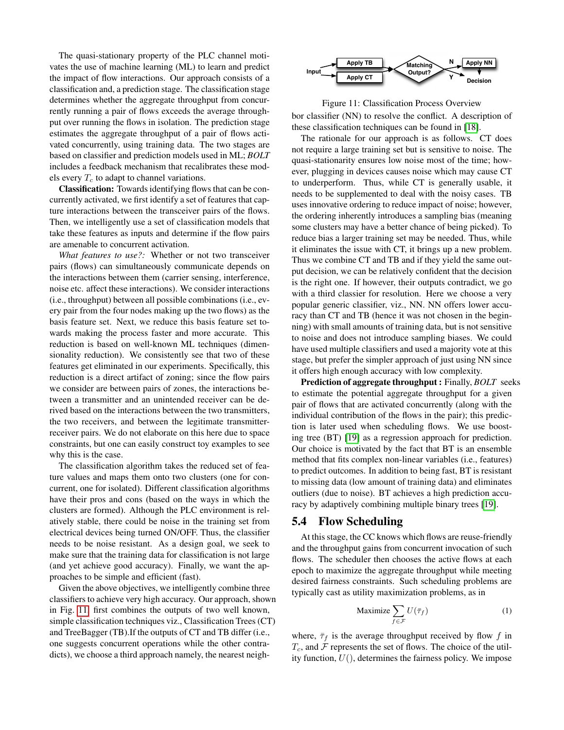The quasi-stationary property of the PLC channel motivates the use of machine learning (ML) to learn and predict the impact of flow interactions. Our approach consists of a classification and, a prediction stage. The classification stage determines whether the aggregate throughput from concurrently running a pair of flows exceeds the average throughput over running the flows in isolation. The prediction stage estimates the aggregate throughput of a pair of flows activated concurrently, using training data. The two stages are based on classifier and prediction models used in ML; *BOLT* includes a feedback mechanism that recalibrates these models every $T_c$ to adapt to channel variations.

**Classification:** Towards identifying flows that can be concurrently activated, we first identify a set of features that capture interactions between the transceiver pairs of the flows. Then, we intelligently use a set of classification models that take these features as inputs and determine if the flow pairs are amenable to concurrent activation.

*What features to use?:* Whether or not two transceiver pairs (flows) can simultaneously communicate depends on the interactions between them (carrier sensing, interference, noise etc. affect these interactions). We consider interactions (i.e., throughput) between all possible combinations (i.e., every pair from the four nodes making up the two flows) as the basis feature set. Next, we reduce this basis feature set towards making the process faster and more accurate. This reduction is based on well-known ML techniques (dimensionality reduction). We consistently see that two of these features get eliminated in our experiments. Specifically, this reduction is a direct artifact of zoning; since the flow pairs we consider are between pairs of zones, the interactions between a transmitter and an unintended receiver can be derived based on the interactions between the two transmitters, the two receivers, and between the legitimate transmitter-receiver pairs. We do not elaborate on this here due to space constraints, but one can easily construct toy examples to see why this is the case.

The classification algorithm takes the reduced set of feature values and maps them onto two clusters (one for concurrent, one for isolated). Different classification algorithms have their pros and cons (based on the ways in which the clusters are formed). Although the PLC environment is relatively stable, there could be noise in the training set from electrical devices being turned ON/OFF. Thus, the classifier needs to be noise resistant. As a design goal, we seek to make sure that the training data for classification is not large (and yet achieve good accuracy). Finally, we want the approaches to be simple and efficient (fast).

Given the above objectives, we intelligently combine three classifiers to achieve very high accuracy. Our approach, shown in Fig. 11, first combines the outputs of two well known, simple classification techniques viz., Classification Trees (CT) and TreeBagger (TB).If the outputs of CT and TB differ (i.e., one suggests concurrent operations while the other contradicts), we choose a third approach namely, the nearest neighbor classifier (NN) to resolve the conflict. A description of these classification techniques can be found in [18].

Input
Apply TB
Apply CT
Matching Output?
N
Y
Apply NN
Decision

Figure 11: Classification Process Overview

The rationale for our approach is as follows. CT does not require a large training set but is sensitive to noise. The quasi-stationarity ensures low noise most of the time; however, plugging in devices causes noise which may cause CT to underperform. Thus, while CT is generally usable, it needs to be supplemented to deal with the noisy cases. TB uses innovative ordering to reduce impact of noise; however, the ordering inherently introduces a sampling bias (meaning some clusters may have a better chance of being picked). To reduce bias a larger training set may be needed. Thus, while it eliminates the issue with CT, it brings up a new problem. Thus we combine CT and TB and if they yield the same output decision, we can be relatively confident that the decision is the right one. If however, their outputs contradict, we go with a third classier for resolution. Here we choose a very popular generic classifier, viz., NN. NN offers lower accuracy than CT and TB (hence it was not chosen in the beginning) with small amounts of training data, but is not sensitive to noise and does not introduce sampling biases. We could have used multiple classifiers and used a majority vote at this stage, but prefer the simpler approach of just using NN since it offers high enough accuracy with low complexity.

**Prediction of aggregate throughput :** Finally, *BOLT* seeks to estimate the potential aggregate throughput for a given pair of flows that are activated concurrently (along with the individual contribution of the flows in the pair); this prediction is later used when scheduling flows. We use boosting tree (BT) [19] as a regression approach for prediction. Our choice is motivated by the fact that BT is an ensemble method that fits complex non-linear variables (i.e., features) to predict outcomes. In addition to being fast, BT is resistant to missing data (low amount of training data) and eliminates outliers (due to noise). BT achieves a high prediction accuracy by adaptively combining multiple binary trees [19].

## 5.4 Flow Scheduling

At this stage, the CC knows which flows are reuse-friendly and the throughput gains from concurrent invocation of such flows. The scheduler then chooses the active flows at each epoch to maximize the aggregate throughput while meeting desired fairness constraints. Such scheduling problems are typically cast as utility maximization problems, as in

$$\text{Maximize} \sum_{f \in \mathcal{F}} U(\bar{\tau}_f) \tag{1}$$

where, $\bar{\tau}_f$ is the average throughput received by flow $f$ in $T_c$, and $\mathcal{F}$ represents the set of flows. The choice of the utility function, $U()$, determines the fairness policy. We impose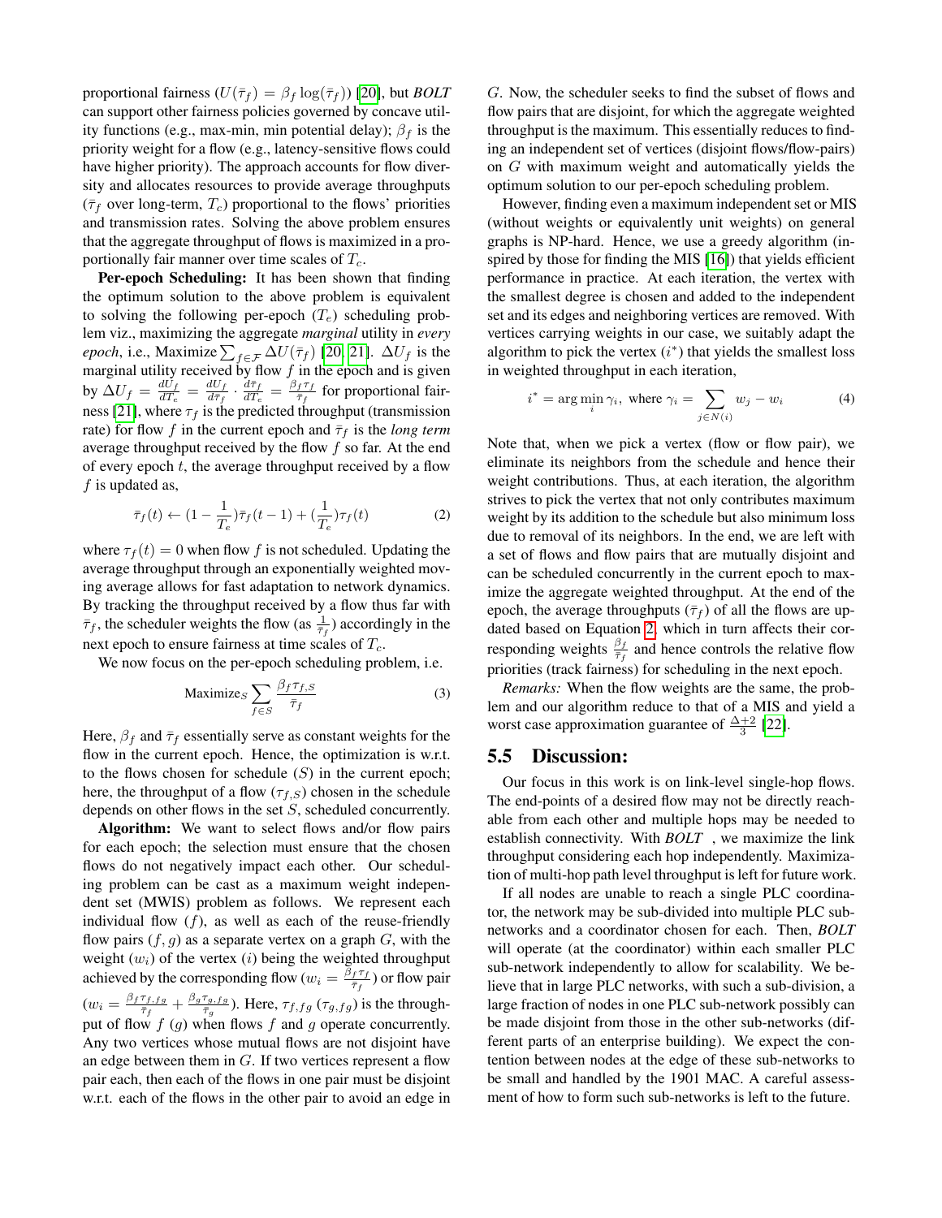proportional fairness ($U(\bar{\tau}_f) = \beta_f \log(\bar{\tau}_f)$) [20], but *BOLT* can support other fairness policies governed by concave utility functions (e.g., max-min, min potential delay); $\beta_f$ is the priority weight for a flow (e.g., latency-sensitive flows could have higher priority). The approach accounts for flow diversity and allocates resources to provide average throughputs ($\bar{\tau}_f$ over long-term, $T_c$) proportional to the flows' priorities and transmission rates. Solving the above problem ensures that the aggregate throughput of flows is maximized in a proportionally fair manner over time scales of $T_c$.

**Per-epoch Scheduling:** It has been shown that finding the optimum solution to the above problem is equivalent to solving the following per-epoch ($T_e$) scheduling problem viz., maximizing the aggregate *marginal* utility in *every epoch*, i.e., Maximize $\sum_{f\in\mathcal{F}} \Delta U(\bar{\tau}_f)$ [20, 21]. $\Delta U_f$ is the marginal utility received by flow $f$ in the epoch and is given by $\Delta U_f = \frac{dU_f}{dT_e} = \frac{dU_f}{d\bar{\tau}_f} \cdot \frac{d\bar{\tau}_f}{dT_e} = \frac{\beta_f \tau_f}{\bar{\tau}_f}$ for proportional fairness [21], where $\tau_f$ is the predicted throughput (transmission rate) for flow $f$ in the current epoch and $\bar{\tau}_f$ is the *long term* average throughput received by the flow $f$ so far. At the end of every epoch $t$, the average throughput received by a flow $f$ is updated as,

$$\bar{\tau}_f(t) \leftarrow (1 - \frac{1}{T_e})\bar{\tau}_f(t-1) + (\frac{1}{T_e})\tau_f(t) \tag{2}$$

where $\tau_f(t) = 0$ when flow $f$ is not scheduled. Updating the average throughput through an exponentially weighted moving average allows for fast adaptation to network dynamics. By tracking the throughput received by a flow thus far with $\bar{\tau}_f$, the scheduler weights the flow (as $\frac{1}{\bar{\tau}_f}$) accordingly in the next epoch to ensure fairness at time scales of $T_c$.

We now focus on the per-epoch scheduling problem, i.e.

$$\text{Maximize}_S \sum_{f\in S} \frac{\beta_f \tau_{f,S}}{\bar{\tau}_f} \tag{3}$$

Here, $\beta_f$ and $\bar{\tau}_f$ essentially serve as constant weights for the flow in the current epoch. Hence, the optimization is w.r.t. to the flows chosen for schedule ($S$) in the current epoch; here, the throughput of a flow ($\tau_{f,S}$) chosen in the schedule depends on other flows in the set $S$, scheduled concurrently.

**Algorithm:** We want to select flows and/or flow pairs for each epoch; the selection must ensure that the chosen flows do not negatively impact each other. Our scheduling problem can be cast as a maximum weight independent set (MWIS) problem as follows. We represent each individual flow ($f$), as well as each of the reuse-friendly flow pairs ($f, g$) as a separate vertex on a graph $G$, with the weight ($w_i$) of the vertex ($i$) being the weighted throughput achieved by the corresponding flow ($w_i = \frac{\beta_f \tau_f}{\bar{\tau}_f}$) or flow pair ($w_i = \frac{\beta_f \tau_{f,fg}}{\bar{\tau}_f} + \frac{\beta_g \tau_{g,fg}}{\bar{\tau}_g}$). Here, $\tau_{f,fg}$ ($\tau_{g,fg}$) is the throughput of flow $f$ ($g$) when flows $f$ and $g$ operate concurrently. Any two vertices whose mutual flows are not disjoint have an edge between them in $G$. If two vertices represent a flow pair each, then each of the flows in one pair must be disjoint w.r.t. each of the flows in the other pair to avoid an edge in $G$. Now, the scheduler seeks to find the subset of flows and flow pairs that are disjoint, for which the aggregate weighted throughput is the maximum. This essentially reduces to finding an independent set of vertices (disjoint flows/flow-pairs) on $G$ with maximum weight and automatically yields the optimum solution to our per-epoch scheduling problem.

However, finding even a maximum independent set or MIS (without weights or equivalently unit weights) on general graphs is NP-hard. Hence, we use a greedy algorithm (inspired by those for finding the MIS [16]) that yields efficient performance in practice. At each iteration, the vertex with the smallest degree is chosen and added to the independent set and its edges and neighboring vertices are removed. With vertices carrying weights in our case, we suitably adapt the algorithm to pick the vertex ($i^*$) that yields the smallest loss in weighted throughput in each iteration,

$$i^* = \arg\min_i \gamma_i, \text{ where } \gamma_i = \sum_{j\in N(i)} w_j - w_i \tag{4}$$

Note that, when we pick a vertex (flow or flow pair), we eliminate its neighbors from the schedule and hence their weight contributions. Thus, at each iteration, the algorithm strives to pick the vertex that not only contributes maximum weight by its addition to the schedule but also minimum loss due to removal of its neighbors. In the end, we are left with a set of flows and flow pairs that are mutually disjoint and can be scheduled concurrently in the current epoch to maximize the aggregate weighted throughput. At the end of the epoch, the average throughputs ($\bar{\tau}_f$) of all the flows are updated based on Equation 2, which in turn affects their corresponding weights $\frac{\beta_f}{\bar{\tau}_f}$ and hence controls the relative flow priorities (track fairness) for scheduling in the next epoch.

*Remarks:* When the flow weights are the same, the problem and our algorithm reduce to that of a MIS and yield a worst case approximation guarantee of $\frac{\Delta+2}{3}$ [22].

## 5.5 Discussion:

Our focus in this work is on link-level single-hop flows. The end-points of a desired flow may not be directly reachable from each other and multiple hops may be needed to establish connectivity. With *BOLT* , we maximize the link throughput considering each hop independently. Maximization of multi-hop path level throughput is left for future work.

If all nodes are unable to reach a single PLC coordinator, the network may be sub-divided into multiple PLC subnetworks and a coordinator chosen for each. Then, *BOLT* will operate (at the coordinator) within each smaller PLC sub-network independently to allow for scalability. We believe that in large PLC networks, with such a sub-division, a large fraction of nodes in one PLC sub-network possibly can be made disjoint from those in the other sub-networks (different parts of an enterprise building). We expect the contention between nodes at the edge of these sub-networks to be small and handled by the 1901 MAC. A careful assessment of how to form such sub-networks is left to the future.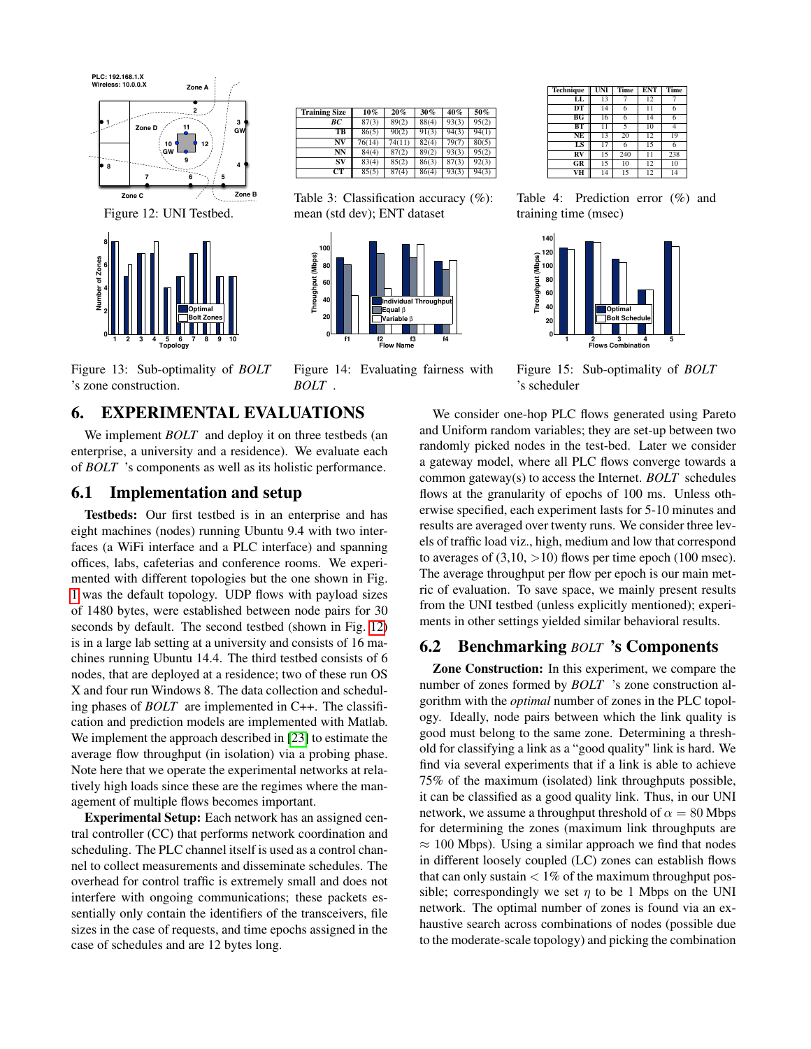Figure 12: UNI Testbed.

| Training Size | 10% | 20% | 30% | 40% | 50% |
|---|---|---|---|---|---|
| *BC* | 87(3) | 89(2) | 88(4) | 93(3) | 95(2) |
| TB | 86(5) | 90(2) | 91(3) | 94(3) | 94(1) |
| NV | 76(14) | 74(11) | 82(4) | 79(7) | 80(5) |
| NN | 84(4) | 87(2) | 89(2) | 93(3) | 95(2) |
| SV | 83(4) | 85(2) | 86(3) | 87(3) | 92(3) |
| CT | 85(5) | 87(4) | 86(4) | 93(3) | 94(3) |

Table 3: Classification accuracy (%): mean (std dev); ENT dataset

| Technique | UNI | Time | ENT | Time |
|---|---|---|---|---|
| LL | 13 | 7 | 12 | 7 |
| DT | 14 | 6 | 11 | 6 |
| BG | 16 | 6 | 14 | 6 |
| BT | 11 | 5 | 10 | 4 |
| NE | 13 | 20 | 12 | 19 |
| LS | 17 | 6 | 15 | 6 |
| RV | 15 | 240 | 11 | 238 |
| GR | 15 | 10 | 12 | 10 |
| VH | 14 | 15 | 12 | 14 |

Table 4: Prediction error (%) and training time (msec)

Figure 13: Sub-optimality of *BOLT* 's zone construction.

Figure 14: Evaluating fairness with *BOLT* .

Figure 15: Sub-optimality of *BOLT* 's scheduler

# 6. EXPERIMENTAL EVALUATIONS

We implement *BOLT* and deploy it on three testbeds (an enterprise, a university and a residence). We evaluate each of *BOLT* 's components as well as its holistic performance.

## 6.1 Implementation and setup

**Testbeds:** Our first testbed is in an enterprise and has eight machines (nodes) running Ubuntu 9.4 with two interfaces (a WiFi interface and a PLC interface) and spanning offices, labs, cafeterias and conference rooms. We experimented with different topologies but the one shown in Fig. 1 was the default topology. UDP flows with payload sizes of 1480 bytes, were established between node pairs for 30 seconds by default. The second testbed (shown in Fig. 12) is in a large lab setting at a university and consists of 16 machines running Ubuntu 14.4. The third testbed consists of 6 nodes, that are deployed at a residence; two of these run OS X and four run Windows 8. The data collection and scheduling phases of *BOLT* are implemented in C++. The classification and prediction models are implemented with Matlab. We implement the approach described in [23] to estimate the average flow throughput (in isolation) via a probing phase. Note here that we operate the experimental networks at relatively high loads since these are the regimes where the management of multiple flows becomes important.

**Experimental Setup:** Each network has an assigned central controller (CC) that performs network coordination and scheduling. The PLC channel itself is used as a control channel to collect measurements and disseminate schedules. The overhead for control traffic is extremely small and does not interfere with ongoing communications; these packets essentially only contain the identifiers of the transceivers, file sizes in the case of requests, and time epochs assigned in the case of schedules and are 12 bytes long.

We consider one-hop PLC flows generated using Pareto and Uniform random variables; they are set-up between two randomly picked nodes in the test-bed. Later we consider a gateway model, where all PLC flows converge towards a common gateway(s) to access the Internet. *BOLT* schedules flows at the granularity of epochs of 100 ms. Unless otherwise specified, each experiment lasts for 5-10 minutes and results are averaged over twenty runs. We consider three levels of traffic load viz., high, medium and low that correspond to averages of (3,10, >10) flows per time epoch (100 msec). The average throughput per flow per epoch is our main metric of evaluation. To save space, we mainly present results from the UNI testbed (unless explicitly mentioned); experiments in other settings yielded similar behavioral results.

## 6.2 Benchmarking *BOLT* 's Components

**Zone Construction:** In this experiment, we compare the number of zones formed by *BOLT* 's zone construction algorithm with the *optimal* number of zones in the PLC topology. Ideally, node pairs between which the link quality is good must belong to the same zone. Determining a threshold for classifying a link as a "good quality" link is hard. We find via several experiments that if a link is able to achieve 75% of the maximum (isolated) link throughputs possible, it can be classified as a good quality link. Thus, in our UNI network, we assume a throughput threshold of $\alpha = 80$ Mbps for determining the zones (maximum link throughputs are $\approx 100$ Mbps). Using a similar approach we find that nodes in different loosely coupled (LC) zones can establish flows that can only sustain $< 1\%$ of the maximum throughput possible; correspondingly we set $\eta$ to be 1 Mbps on the UNI network. The optimal number of zones is found via an exhaustive search across combinations of nodes (possible due to the moderate-scale topology) and picking the combination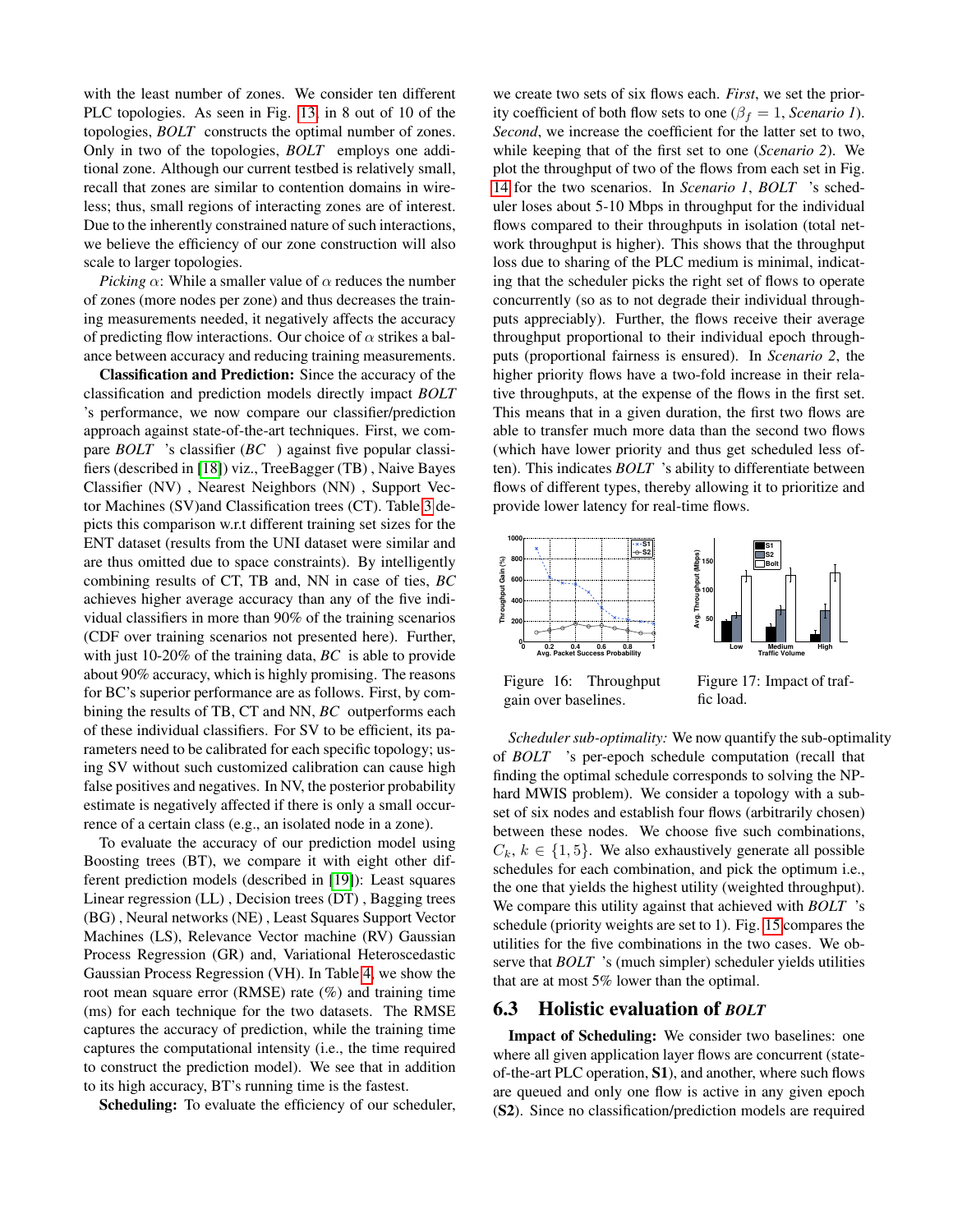with the least number of zones. We consider ten different PLC topologies. As seen in Fig. 13, in 8 out of 10 of the topologies, *BOLT* constructs the optimal number of zones. Only in two of the topologies, *BOLT* employs one additional zone. Although our current testbed is relatively small, recall that zones are similar to contention domains in wireless; thus, small regions of interacting zones are of interest. Due to the inherently constrained nature of such interactions, we believe the efficiency of our zone construction will also scale to larger topologies.

*Picking* $\alpha$: While a smaller value of $\alpha$ reduces the number of zones (more nodes per zone) and thus decreases the training measurements needed, it negatively affects the accuracy of predicting flow interactions. Our choice of $\alpha$ strikes a balance between accuracy and reducing training measurements.

**Classification and Prediction:** Since the accuracy of the classification and prediction models directly impact *BOLT* 's performance, we now compare our classifier/prediction approach against state-of-the-art techniques. First, we compare *BOLT* 's classifier (*BC* ) against five popular classifiers (described in [18]) viz., TreeBagger (TB) , Naive Bayes Classifier (NV) , Nearest Neighbors (NN) , Support Vector Machines (SV)and Classification trees (CT). Table 3 depicts this comparison w.r.t different training set sizes for the ENT dataset (results from the UNI dataset were similar and are thus omitted due to space constraints). By intelligently combining results of CT, TB and, NN in case of ties, *BC* achieves higher average accuracy than any of the five individual classifiers in more than 90% of the training scenarios (CDF over training scenarios not presented here). Further, with just 10-20% of the training data, *BC* is able to provide about 90% accuracy, which is highly promising. The reasons for BC's superior performance are as follows. First, by combining the results of TB, CT and NN, *BC* outperforms each of these individual classifiers. For SV to be efficient, its parameters need to be calibrated for each specific topology; using SV without such customized calibration can cause high false positives and negatives. In NV, the posterior probability estimate is negatively affected if there is only a small occurrence of a certain class (e.g., an isolated node in a zone).

To evaluate the accuracy of our prediction model using Boosting trees (BT), we compare it with eight other different prediction models (described in [19]): Least squares Linear regression (LL) , Decision trees (DT) , Bagging trees (BG) , Neural networks (NE) , Least Squares Support Vector Machines (LS), Relevance Vector machine (RV) Gaussian Process Regression (GR) and, Variational Heteroscedastic Gaussian Process Regression (VH). In Table 4, we show the root mean square error (RMSE) rate (%) and training time (ms) for each technique for the two datasets. The RMSE captures the accuracy of prediction, while the training time captures the computational intensity (i.e., the time required to construct the prediction model). We see that in addition to its high accuracy, BT's running time is the fastest.

**Scheduling:** To evaluate the efficiency of our scheduler, we create two sets of six flows each. *First*, we set the priority coefficient of both flow sets to one ($\beta_f = 1$, *Scenario 1*). *Second*, we increase the coefficient for the latter set to two, while keeping that of the first set to one (*Scenario 2*). We plot the throughput of two of the flows from each set in Fig. 14 for the two scenarios. In *Scenario 1*, *BOLT* 's scheduler loses about 5-10 Mbps in throughput for the individual flows compared to their throughputs in isolation (total network throughput is higher). This shows that the throughput loss due to sharing of the PLC medium is minimal, indicating that the scheduler picks the right set of flows to operate concurrently (so as to not degrade their individual throughputs appreciably). Further, the flows receive their average throughput proportional to their individual epoch throughputs (proportional fairness is ensured). In *Scenario 2*, the higher priority flows have a two-fold increase in their relative throughputs, at the expense of the flows in the first set. This means that in a given duration, the first two flows are able to transfer much more data than the second two flows (which have lower priority and thus get scheduled less often). This indicates *BOLT* 's ability to differentiate between flows of different types, thereby allowing it to prioritize and provide lower latency for real-time flows.

Figure 16: Throughput gain over baselines.

Figure 17: Impact of traffic load.

*Scheduler sub-optimality:* We now quantify the sub-optimality of *BOLT* 's per-epoch schedule computation (recall that finding the optimal schedule corresponds to solving the NP-hard MWIS problem). We consider a topology with a subset of six nodes and establish four flows (arbitrarily chosen) between these nodes. We choose five such combinations, $C_k$, $k \in \{1, 5\}$. We also exhaustively generate all possible schedules for each combination, and pick the optimum i.e., the one that yields the highest utility (weighted throughput). We compare this utility against that achieved with *BOLT* 's schedule (priority weights are set to 1). Fig. 15 compares the utilities for the five combinations in the two cases. We observe that *BOLT* 's (much simpler) scheduler yields utilities that are at most 5% lower than the optimal.

## 6.3 Holistic evaluation of *BOLT*

**Impact of Scheduling:** We consider two baselines: one where all given application layer flows are concurrent (state-of-the-art PLC operation, **S1**), and another, where such flows are queued and only one flow is active in any given epoch (**S2**). Since no classification/prediction models are required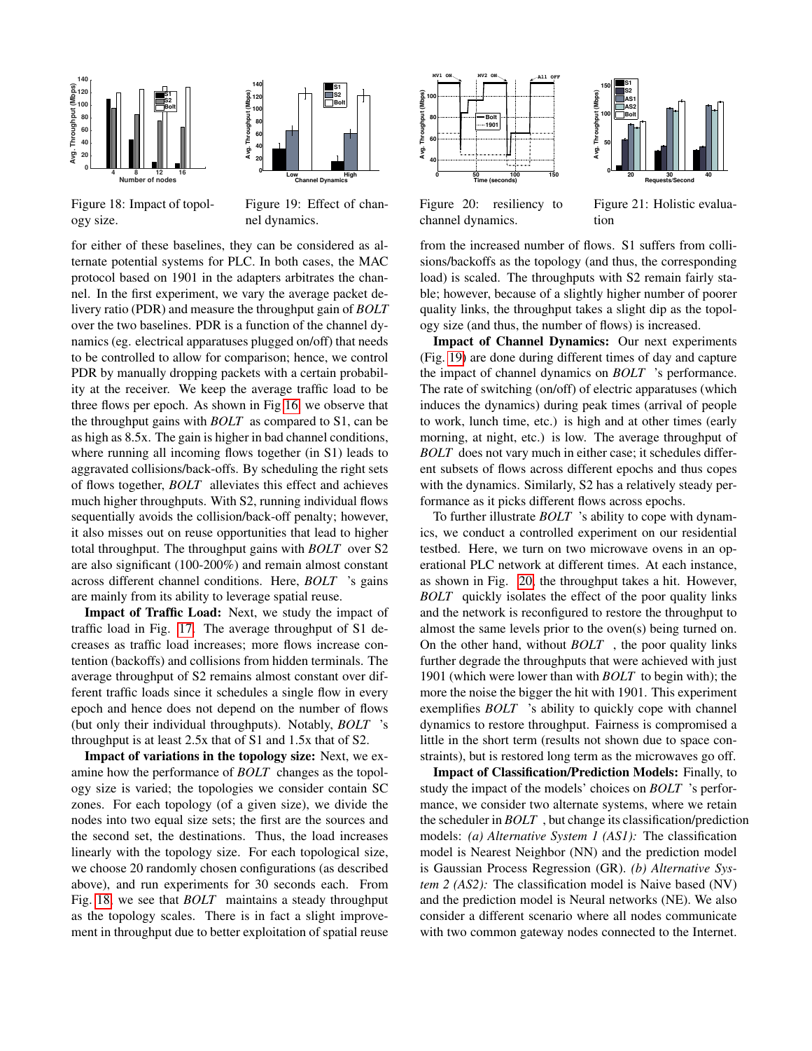Figure 18: Impact of topology size.

Figure 19: Effect of channel dynamics.

Figure 20: resiliency to channel dynamics.

Figure 21: Holistic evaluation

for either of these baselines, they can be considered as alternate potential systems for PLC. In both cases, the MAC protocol based on 1901 in the adapters arbitrates the channel. In the first experiment, we vary the average packet delivery ratio (PDR) and measure the throughput gain of *BOLT* over the two baselines. PDR is a function of the channel dynamics (eg. electrical apparatuses plugged on/off) that needs to be controlled to allow for comparison; hence, we control PDR by manually dropping packets with a certain probability at the receiver. We keep the average traffic load to be three flows per epoch. As shown in Fig 16, we observe that the throughput gains with *BOLT* as compared to S1, can be as high as 8.5x. The gain is higher in bad channel conditions, where running all incoming flows together (in S1) leads to aggravated collisions/back-offs. By scheduling the right sets of flows together, *BOLT* alleviates this effect and achieves much higher throughputs. With S2, running individual flows sequentially avoids the collision/back-off penalty; however, it also misses out on reuse opportunities that lead to higher total throughput. The throughput gains with *BOLT* over S2 are also significant (100-200%) and remain almost constant across different channel conditions. Here, *BOLT* 's gains are mainly from its ability to leverage spatial reuse.

**Impact of Traffic Load:** Next, we study the impact of traffic load in Fig. 17. The average throughput of S1 decreases as traffic load increases; more flows increase contention (backoffs) and collisions from hidden terminals. The average throughput of S2 remains almost constant over different traffic loads since it schedules a single flow in every epoch and hence does not depend on the number of flows (but only their individual throughputs). Notably, *BOLT* 's throughput is at least 2.5x that of S1 and 1.5x that of S2.

**Impact of variations in the topology size:** Next, we examine how the performance of *BOLT* changes as the topology size is varied; the topologies we consider contain SC zones. For each topology (of a given size), we divide the nodes into two equal size sets; the first are the sources and the second set, the destinations. Thus, the load increases linearly with the topology size. For each topological size, we choose 20 randomly chosen configurations (as described above), and run experiments for 30 seconds each. From Fig. 18, we see that *BOLT* maintains a steady throughput as the topology scales. There is in fact a slight improvement in throughput due to better exploitation of spatial reuse from the increased number of flows. S1 suffers from collisions/backoffs as the topology (and thus, the corresponding load) is scaled. The throughputs with S2 remain fairly stable; however, because of a slightly higher number of poorer quality links, the throughput takes a slight dip as the topology size (and thus, the number of flows) is increased.

**Impact of Channel Dynamics:** Our next experiments (Fig. 19) are done during different times of day and capture the impact of channel dynamics on *BOLT* 's performance. The rate of switching (on/off) of electric apparatuses (which induces the dynamics) during peak times (arrival of people to work, lunch time, etc.) is high and at other times (early morning, at night, etc.) is low. The average throughput of *BOLT* does not vary much in either case; it schedules different subsets of flows across different epochs and thus copes with the dynamics. Similarly, S2 has a relatively steady performance as it picks different flows across epochs.

To further illustrate *BOLT* 's ability to cope with dynamics, we conduct a controlled experiment on our residential testbed. Here, we turn on two microwave ovens in an operational PLC network at different times. At each instance, as shown in Fig. 20, the throughput takes a hit. However, *BOLT* quickly isolates the effect of the poor quality links and the network is reconfigured to restore the throughput to almost the same levels prior to the oven(s) being turned on. On the other hand, without *BOLT* , the poor quality links further degrade the throughputs that were achieved with just 1901 (which were lower than with *BOLT* to begin with); the more the noise the bigger the hit with 1901. This experiment exemplifies *BOLT* 's ability to quickly cope with channel dynamics to restore throughput. Fairness is compromised a little in the short term (results not shown due to space constraints), but is restored long term as the microwaves go off.

**Impact of Classification/Prediction Models:** Finally, to study the impact of the models' choices on *BOLT* 's performance, we consider two alternate systems, where we retain the scheduler in *BOLT* , but change its classification/prediction models: *(a) Alternative System 1 (AS1):* The classification model is Nearest Neighbor (NN) and the prediction model is Gaussian Process Regression (GR). *(b) Alternative System 2 (AS2):* The classification model is Naive based (NV) and the prediction model is Neural networks (NE). We also consider a different scenario where all nodes communicate with two common gateway nodes connected to the Internet.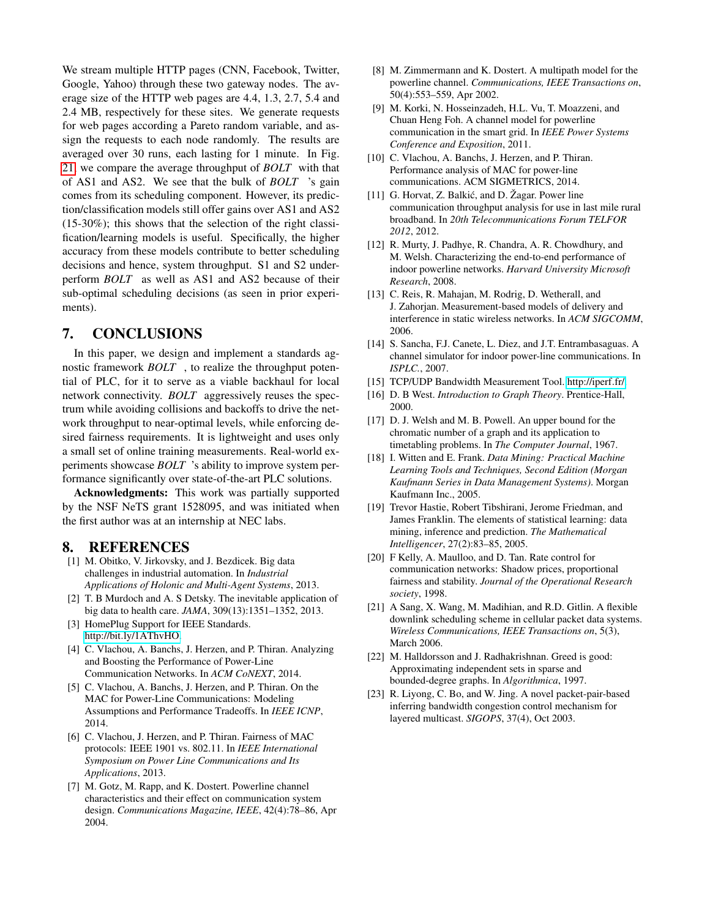We stream multiple HTTP pages (CNN, Facebook, Twitter, Google, Yahoo) through these two gateway nodes. The average size of the HTTP web pages are 4.4, 1.3, 2.7, 5.4 and 2.4 MB, respectively for these sites. We generate requests for web pages according a Pareto random variable, and assign the requests to each node randomly. The results are averaged over 30 runs, each lasting for 1 minute. In Fig. 21, we compare the average throughput of *BOLT* with that of AS1 and AS2. We see that the bulk of *BOLT* 's gain comes from its scheduling component. However, its prediction/classification models still offer gains over AS1 and AS2 (15-30%); this shows that the selection of the right classification/learning models is useful. Specifically, the higher accuracy from these models contribute to better scheduling decisions and hence, system throughput. S1 and S2 underperform *BOLT* as well as AS1 and AS2 because of their sub-optimal scheduling decisions (as seen in prior experiments).

# 7. CONCLUSIONS

In this paper, we design and implement a standards agnostic framework *BOLT* , to realize the throughput potential of PLC, for it to serve as a viable backhaul for local network connectivity. *BOLT* aggressively reuses the spectrum while avoiding collisions and backoffs to drive the network throughput to near-optimal levels, while enforcing desired fairness requirements. It is lightweight and uses only a small set of online training measurements. Real-world experiments showcase *BOLT* 's ability to improve system performance significantly over state-of-the-art PLC solutions.

**Acknowledgments:** This work was partially supported by the NSF NeTS grant 1528095, and was initiated when the first author was at an internship at NEC labs.

# 8. REFERENCES

[1] M. Obitko, V. Jirkovsky, and J. Bezdicek. Big data challenges in industrial automation. In *Industrial Applications of Holonic and Multi-Agent Systems*, 2013.

[2] T. B Murdoch and A. S Detsky. The inevitable application of big data to health care. *JAMA*, 309(13):1351–1352, 2013.

[3] HomePlug Support for IEEE Standards. http://bit.ly/1AThvHO.

[4] C. Vlachou, A. Banchs, J. Herzen, and P. Thiran. Analyzing and Boosting the Performance of Power-Line Communication Networks. In *ACM CoNEXT*, 2014.

[5] C. Vlachou, A. Banchs, J. Herzen, and P. Thiran. On the MAC for Power-Line Communications: Modeling Assumptions and Performance Tradeoffs. In *IEEE ICNP*, 2014.

[6] C. Vlachou, J. Herzen, and P. Thiran. Fairness of MAC protocols: IEEE 1901 vs. 802.11. In *IEEE International Symposium on Power Line Communications and Its Applications*, 2013.

[7] M. Gotz, M. Rapp, and K. Dostert. Powerline channel characteristics and their effect on communication system design. *Communications Magazine, IEEE*, 42(4):78–86, Apr 2004.

[8] M. Zimmermann and K. Dostert. A multipath model for the powerline channel. *Communications, IEEE Transactions on*, 50(4):553–559, Apr 2002.

[9] M. Korki, N. Hosseinzadeh, H.L. Vu, T. Moazzeni, and Chuan Heng Foh. A channel model for powerline communication in the smart grid. In *IEEE Power Systems Conference and Exposition*, 2011.

[10] C. Vlachou, A. Banchs, J. Herzen, and P. Thiran. Performance analysis of MAC for power-line communications. ACM SIGMETRICS, 2014.

[11] G. Horvat, Z. Balkić, and D. Žagar. Power line communication throughput analysis for use in last mile rural broadband. In *20th Telecommunications Forum TELFOR 2012*, 2012.

[12] R. Murty, J. Padhye, R. Chandra, A. R. Chowdhury, and M. Welsh. Characterizing the end-to-end performance of indoor powerline networks. *Harvard University Microsoft Research*, 2008.

[13] C. Reis, R. Mahajan, M. Rodrig, D. Wetherall, and J. Zahorjan. Measurement-based models of delivery and interference in static wireless networks. In *ACM SIGCOMM*, 2006.

[14] S. Sancha, F.J. Canete, L. Diez, and J.T. Entrambasaguas. A channel simulator for indoor power-line communications. In *ISPLC.*, 2007.

[15] TCP/UDP Bandwidth Measurement Tool. http://iperf.fr/.

[16] D. B West. *Introduction to Graph Theory*. Prentice-Hall, 2000.

[17] D. J. Welsh and M. B. Powell. An upper bound for the chromatic number of a graph and its application to timetabling problems. In *The Computer Journal*, 1967.

[18] I. Witten and E. Frank. *Data Mining: Practical Machine Learning Tools and Techniques, Second Edition (Morgan Kaufmann Series in Data Management Systems)*. Morgan Kaufmann Inc., 2005.

[19] Trevor Hastie, Robert Tibshirani, Jerome Friedman, and James Franklin. The elements of statistical learning: data mining, inference and prediction. *The Mathematical Intelligencer*, 27(2):83–85, 2005.

[20] F Kelly, A. Maulloo, and D. Tan. Rate control for communication networks: Shadow prices, proportional fairness and stability. *Journal of the Operational Research society*, 1998.

[21] A Sang, X. Wang, M. Madihian, and R.D. Gitlin. A flexible downlink scheduling scheme in cellular packet data systems. *Wireless Communications, IEEE Transactions on*, 5(3), March 2006.

[22] M. Halldorsson and J. Radhakrishnan. Greed is good: Approximating independent sets in sparse and bounded-degree graphs. In *Algorithmica*, 1997.

[23] R. Liyong, C. Bo, and W. Jing. A novel packet-pair-based inferring bandwidth congestion control mechanism for layered multicast. *SIGOPS*, 37(4), Oct 2003.